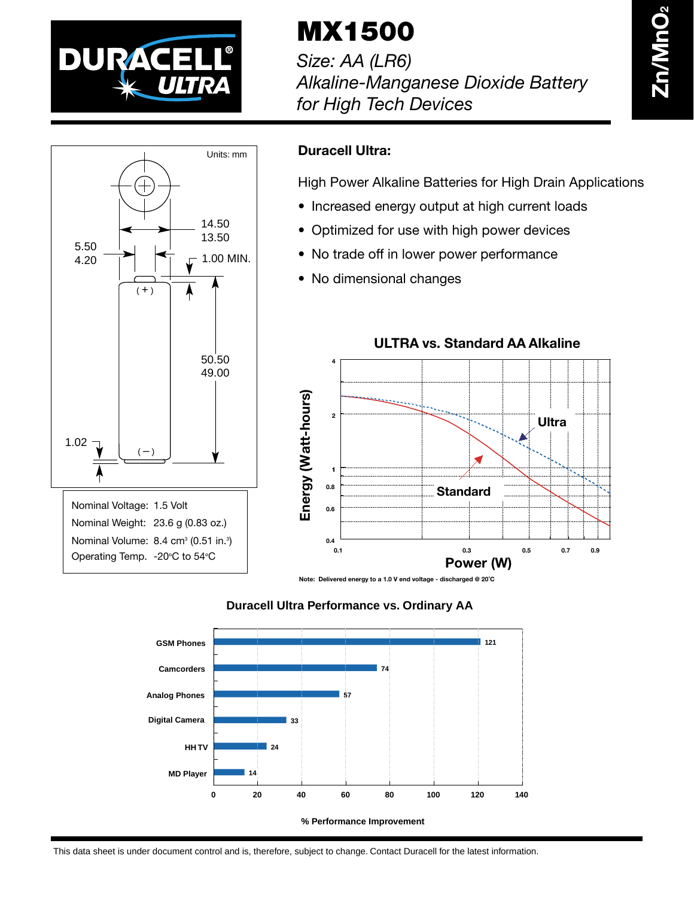# MX1500

*Size: AA (LR6)*
*Alkaline-Manganese Dioxide Battery for High Tech Devices*

Zn/MnO$_2$

Units: mm

14.50
13.50

5.50
4.20

1.00 MIN.

50.50
49.00

1.02

| | |
|---|---|
| Nominal Voltage: | 1.5 Volt |
| Nominal Weight: | 23.6 g (0.83 oz.) |
| Nominal Volume: | 8.4 cm$^3$ (0.51 in.$^3$) |
| Operating Temp. | -20°C to 54°C |

## Duracell Ultra:

High Power Alkaline Batteries for High Drain Applications

- Increased energy output at high current loads
- Optimized for use with high power devices
- No trade off in lower power performance
- No dimensional changes

### ULTRA vs. Standard AA Alkaline

Energy (Watt-hours) vs. Power (W) — Ultra, Standard

Note: Delivered energy to a 1.0 V end voltage - discharged @ 20°C

### Duracell Ultra Performance vs. Ordinary AA

| Device | % Performance Improvement |
|---|---|
| GSM Phones | 121 |
| Camcorders | 74 |
| Analog Phones | 57 |
| Digital Camera | 33 |
| HH TV | 24 |
| MD Player | 14 |

This data sheet is under document control and is, therefore, subject to change. Contact Duracell for the latest information.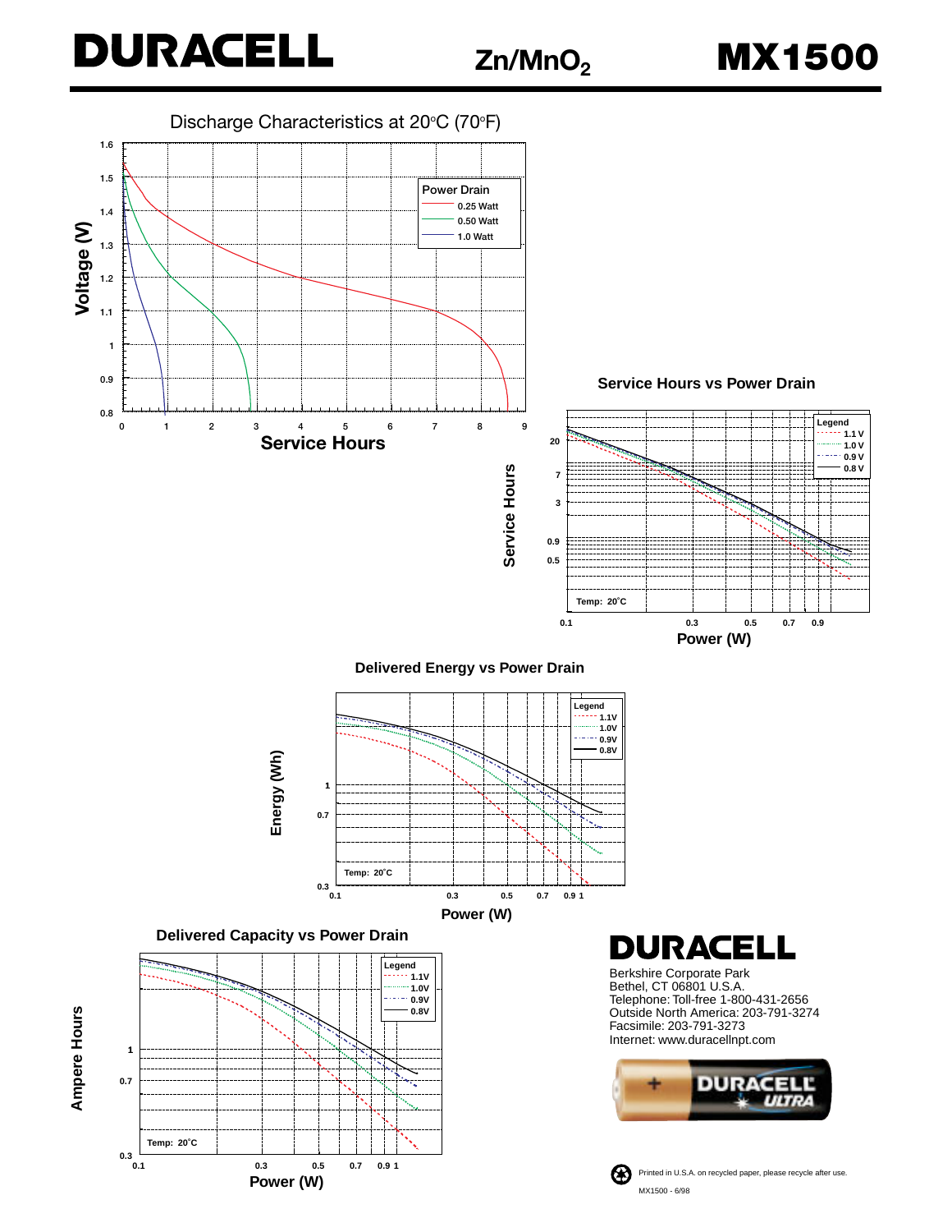# DURACELL Zn/$MnO_2$ MX1500

Discharge Characteristics at 20°C (70°F)

Voltage (V)

1.6
1.5
1.4
1.3
1.2
1.1
1
0.9
0.8

0 1 2 3 4 5 6 7 8 9

Service Hours

Power Drain
0.25 Watt
0.50 Watt
1.0 Watt

**Service Hours vs Power Drain**

Service Hours

20
7
3
0.9
0.5

0.1 0.3 0.5 0.7 0.9

Power (W)

Legend
1.1 V
1.0 V
0.9 V
0.8 V

Temp: 20˚C

**Delivered Energy vs Power Drain**

Energy (Wh)

1
0.7
0.3

0.1 0.3 0.5 0.7 0.9 1

Power (W)

Legend
1.1V
1.0V
0.9V
0.8V

Temp: 20˚C

**Delivered Capacity vs Power Drain**

Ampere Hours

1
0.7
0.3

0.1 0.3 0.5 0.7 0.9 1

Power (W)

Legend
1.1V
1.0V
0.9V
0.8V

Temp: 20˚C

**DURACELL**

Berkshire Corporate Park
Bethel, CT 06801 U.S.A.
Telephone: Toll-free 1-800-431-2656
Outside North America: 203-791-3274
Facsimile: 203-791-3273
Internet: www.duracellnpt.com

Printed in U.S.A. on recycled paper, please recycle after use.

MX1500 - 6/98